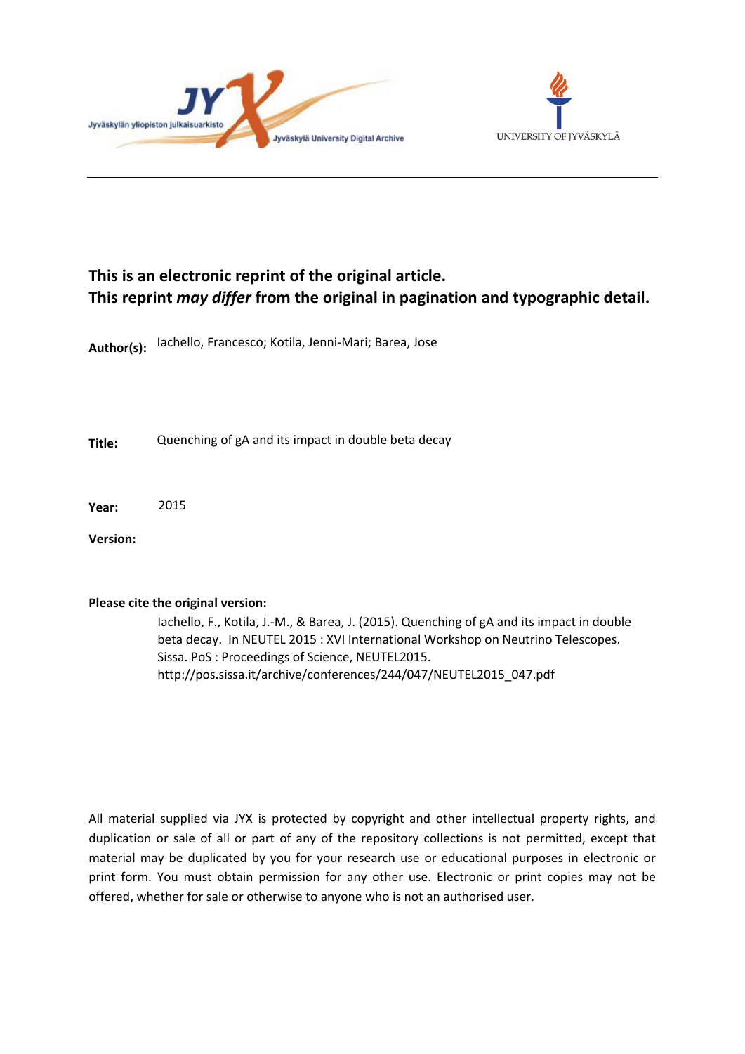**This is an electronic reprint of the original article.**
**This reprint *may differ* from the original in pagination and typographic detail.**

**Author(s):** Iachello, Francesco; Kotila, Jenni-Mari; Barea, Jose

**Title:** Quenching of gA and its impact in double beta decay

**Year:** 2015

**Version:**

**Please cite the original version:**

Iachello, F., Kotila, J.-M., & Barea, J. (2015). Quenching of gA and its impact in double beta decay. In NEUTEL 2015 : XVI International Workshop on Neutrino Telescopes. Sissa. PoS : Proceedings of Science, NEUTEL2015. http://pos.sissa.it/archive/conferences/244/047/NEUTEL2015_047.pdf

All material supplied via JYX is protected by copyright and other intellectual property rights, and duplication or sale of all or part of any of the repository collections is not permitted, except that material may be duplicated by you for your research use or educational purposes in electronic or print form. You must obtain permission for any other use. Electronic or print copies may not be offered, whether for sale or otherwise to anyone who is not an authorised user.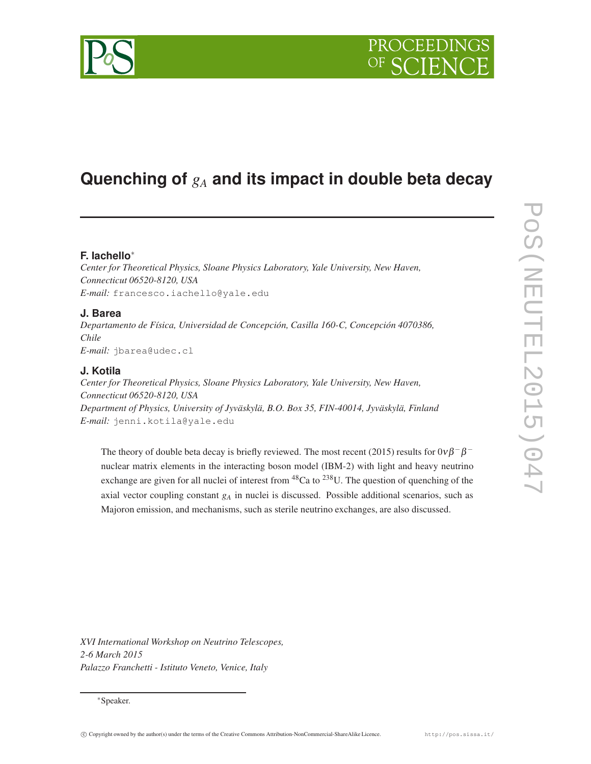# Quenching of $g_A$ and its impact in double beta decay

**F. Iachello***

*Center for Theoretical Physics, Sloane Physics Laboratory, Yale University, New Haven, Connecticut 06520-8120, USA*

*E-mail:* francesco.iachello@yale.edu

**J. Barea**

*Departamento de Física, Universidad de Concepción, Casilla 160-C, Concepción 4070386, Chile*

*E-mail:* jbarea@udec.cl

**J. Kotila**

*Center for Theoretical Physics, Sloane Physics Laboratory, Yale University, New Haven, Connecticut 06520-8120, USA*

*Department of Physics, University of Jyväskylä, B.O. Box 35, FIN-40014, Jyväskylä, Finland*

*E-mail:* jenni.kotila@yale.edu

The theory of double beta decay is briefly reviewed. The most recent (2015) results for $0\nu\beta^-\beta^-$ nuclear matrix elements in the interacting boson model (IBM-2) with light and heavy neutrino exchange are given for all nuclei of interest from $^{48}$Ca to $^{238}$U. The question of quenching of the axial vector coupling constant $g_A$ in nuclei is discussed. Possible additional scenarios, such as Majoron emission, and mechanisms, such as sterile neutrino exchanges, are also discussed.

*XVI International Workshop on Neutrino Telescopes,*
*2-6 March 2015*
*Palazzo Franchetti - Istituto Veneto, Venice, Italy*

*Speaker.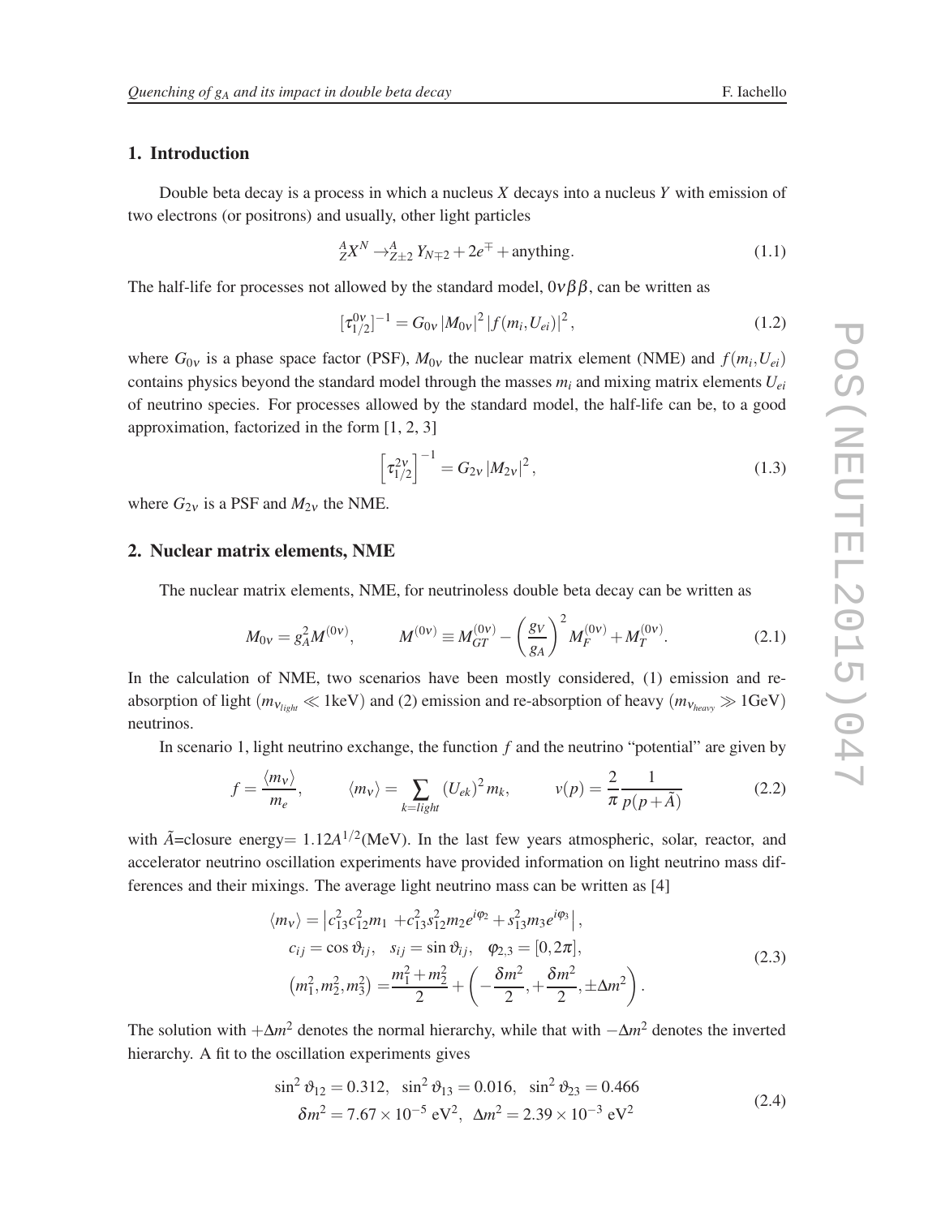## 1. Introduction

Double beta decay is a process in which a nucleus $X$ decays into a nucleus $Y$ with emission of two electrons (or positrons) and usually, other light particles

$$
{}^{A}_{Z}X^{N} \rightarrow {}^{A}_{Z\pm2}Y_{N\mp2} + 2e^{\mp} + \text{anything}. \tag{1.1}
$$

The half-life for processes not allowed by the standard model, $0\nu\beta\beta$, can be written as

$$
[\tau^{0\nu}_{1/2}]^{-1} = G_{0\nu}\,|M_{0\nu}|^2\,|f(m_i,U_{ei})|^2, \tag{1.2}
$$

where $G_{0\nu}$ is a phase space factor (PSF), $M_{0\nu}$ the nuclear matrix element (NME) and $f(m_i,U_{ei})$ contains physics beyond the standard model through the masses $m_i$ and mixing matrix elements $U_{ei}$ of neutrino species. For processes allowed by the standard model, the half-life can be, to a good approximation, factorized in the form [1, 2, 3]

$$
\left[\tau^{2\nu}_{1/2}\right]^{-1} = G_{2\nu}\,|M_{2\nu}|^2, \tag{1.3}
$$

where $G_{2\nu}$ is a PSF and $M_{2\nu}$ the NME.

## 2. Nuclear matrix elements, NME

The nuclear matrix elements, NME, for neutrinoless double beta decay can be written as

$$
M_{0\nu} = g_A^2 M^{(0\nu)}, \qquad M^{(0\nu)} \equiv M^{(0\nu)}_{GT} - \left(\frac{g_V}{g_A}\right)^2 M^{(0\nu)}_{F} + M^{(0\nu)}_{T}. \tag{2.1}
$$

In the calculation of NME, two scenarios have been mostly considered, (1) emission and re-absorption of light ($m_{\nu_{light}} \ll 1\text{keV}$) and (2) emission and re-absorption of heavy ($m_{\nu_{heavy}} \gg 1\text{GeV}$) neutrinos.

In scenario 1, light neutrino exchange, the function $f$ and the neutrino "potential" are given by

$$
f = \frac{\langle m_\nu \rangle}{m_e}, \qquad \langle m_\nu \rangle = \sum_{k=light} (U_{ek})^2 m_k, \qquad v(p) = \frac{2}{\pi}\frac{1}{p(p+\tilde{A})} \tag{2.2}
$$

with $\tilde{A}$=closure energy= $1.12A^{1/2}$(MeV). In the last few years atmospheric, solar, reactor, and accelerator neutrino oscillation experiments have provided information on light neutrino mass differences and their mixings. The average light neutrino mass can be written as [4]

$$
\begin{aligned}
\langle m_\nu \rangle &= \left| c_{13}^2 c_{12}^2 m_1 + c_{13}^2 s_{12}^2 m_2 e^{i\varphi_2} + s_{13}^2 m_3 e^{i\varphi_3} \right|, \\
c_{ij} &= \cos\vartheta_{ij}, \quad s_{ij} = \sin\vartheta_{ij}, \quad \varphi_{2,3} = [0, 2\pi], \\
\left(m_1^2, m_2^2, m_3^2\right) &= \frac{m_1^2 + m_2^2}{2} + \left(-\frac{\delta m^2}{2}, +\frac{\delta m^2}{2}, \pm\Delta m^2\right).
\end{aligned} \tag{2.3}
$$

The solution with $+\Delta m^2$ denotes the normal hierarchy, while that with $-\Delta m^2$ denotes the inverted hierarchy. A fit to the oscillation experiments gives

$$
\begin{aligned}
&\sin^2\vartheta_{12} = 0.312, \quad \sin^2\vartheta_{13} = 0.016, \quad \sin^2\vartheta_{23} = 0.466 \\
&\delta m^2 = 7.67\times10^{-5}\ \text{eV}^2, \quad \Delta m^2 = 2.39\times10^{-3}\ \text{eV}^2
\end{aligned} \tag{2.4}
$$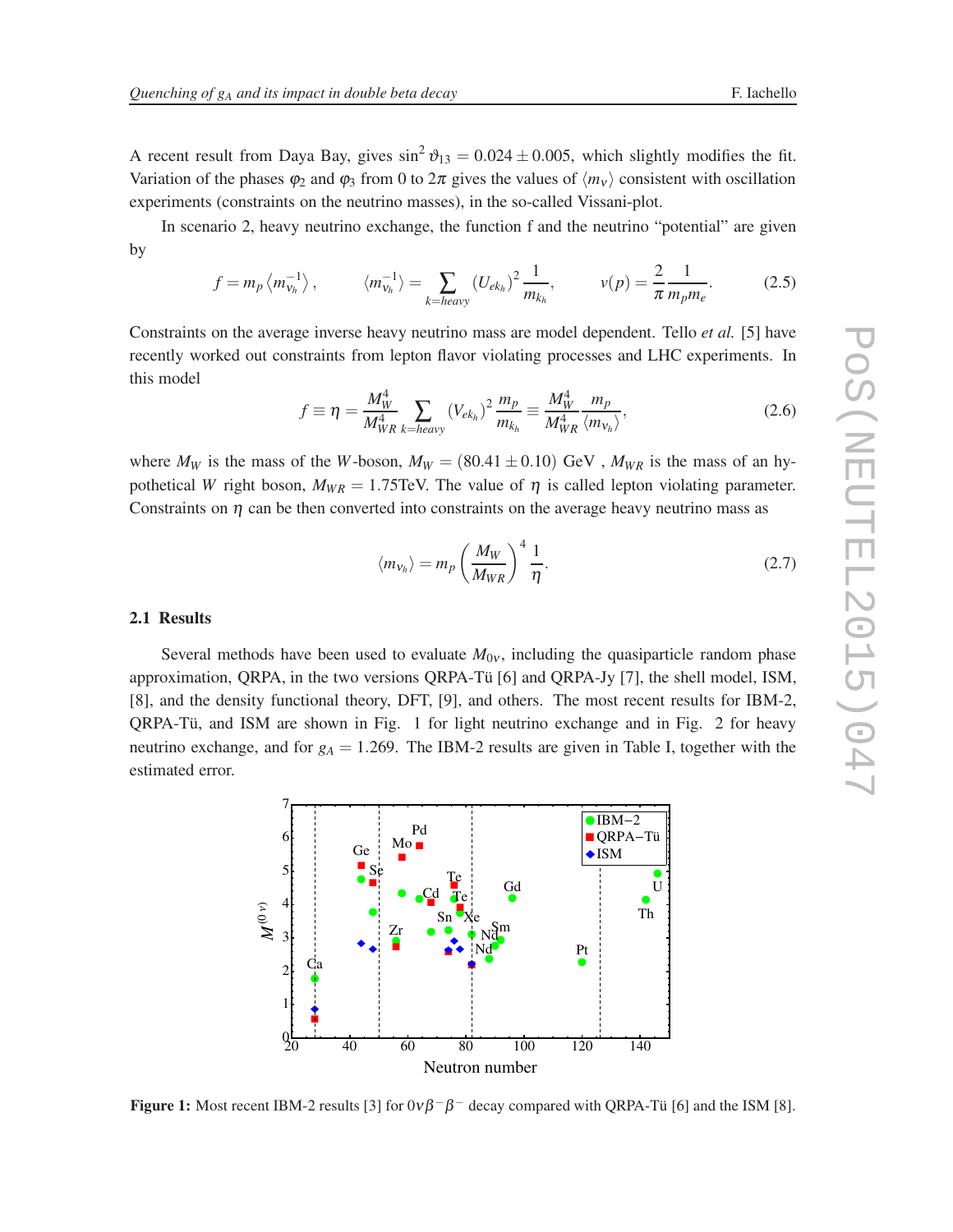A recent result from Daya Bay, gives $\sin^2\vartheta_{13} = 0.024 \pm 0.005$, which slightly modifies the fit. Variation of the phases $\varphi_2$ and $\varphi_3$ from 0 to $2\pi$ gives the values of $\langle m_\nu \rangle$ consistent with oscillation experiments (constraints on the neutrino masses), in the so-called Vissani-plot.

In scenario 2, heavy neutrino exchange, the function f and the neutrino "potential" are given by

$$f = m_p \left\langle m_{\nu_h}^{-1} \right\rangle, \qquad \left\langle m_{\nu_h}^{-1} \right\rangle = \sum_{k=heavy} \left(U_{ek_h}\right)^2 \frac{1}{m_{k_h}}, \qquad v(p) = \frac{2}{\pi}\frac{1}{m_p m_e}. \tag{2.5}$$

Constraints on the average inverse heavy neutrino mass are model dependent. Tello *et al.* [5] have recently worked out constraints from lepton flavor violating processes and LHC experiments. In this model

$$f \equiv \eta = \frac{M_W^4}{M_{WR}^4} \sum_{k=heavy} \left(V_{ek_h}\right)^2 \frac{m_p}{m_{k_h}} \equiv \frac{M_W^4}{M_{WR}^4} \frac{m_p}{\langle m_{\nu_h} \rangle}, \tag{2.6}$$

where $M_W$ is the mass of the $W$-boson, $M_W = (80.41 \pm 0.10)$ GeV , $M_{WR}$ is the mass of an hypothetical $W$ right boson, $M_{WR} = 1.75$TeV. The value of $\eta$ is called lepton violating parameter. Constraints on $\eta$ can be then converted into constraints on the average heavy neutrino mass as

$$\langle m_{\nu_h} \rangle = m_p \left(\frac{M_W}{M_{WR}}\right)^4 \frac{1}{\eta}. \tag{2.7}$$

### 2.1 Results

Several methods have been used to evaluate $M_{0\nu}$, including the quasiparticle random phase approximation, QRPA, in the two versions QRPA-Tü [6] and QRPA-Jy [7], the shell model, ISM, [8], and the density functional theory, DFT, [9], and others. The most recent results for IBM-2, QRPA-Tü, and ISM are shown in Fig. 1 for light neutrino exchange and in Fig. 2 for heavy neutrino exchange, and for $g_A = 1.269$. The IBM-2 results are given in Table I, together with the estimated error.

**Figure 1:** Most recent IBM-2 results [3] for $0\nu\beta^-\beta^-$ decay compared with QRPA-Tü [6] and the ISM [8].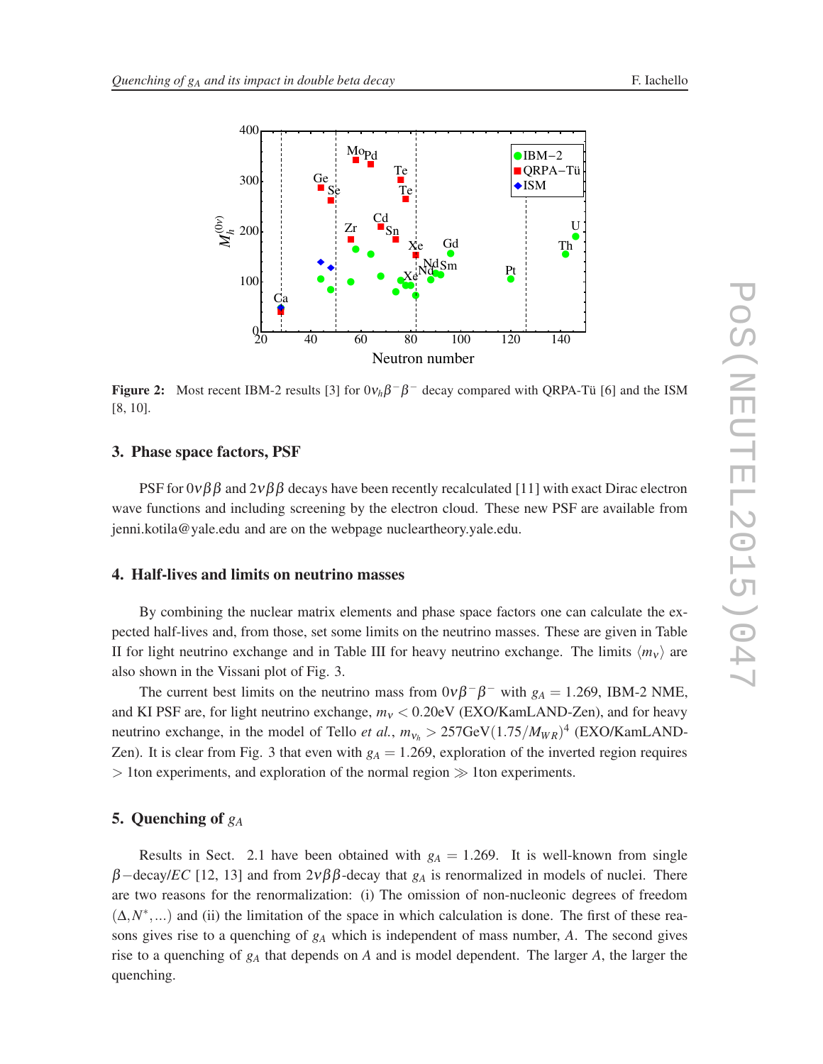Figure 2: Most recent IBM-2 results [3] for $0\nu_h\beta^-\beta^-$ decay compared with QRPA-Tü [6] and the ISM [8, 10].

## 3. Phase space factors, PSF

PSF for $0\nu\beta\beta$ and $2\nu\beta\beta$ decays have been recently recalculated [11] with exact Dirac electron wave functions and including screening by the electron cloud. These new PSF are available from jenni.kotila@yale.edu and are on the webpage nucleartheory.yale.edu.

## 4. Half-lives and limits on neutrino masses

By combining the nuclear matrix elements and phase space factors one can calculate the expected half-lives and, from those, set some limits on the neutrino masses. These are given in Table II for light neutrino exchange and in Table III for heavy neutrino exchange. The limits $\langle m_\nu \rangle$ are also shown in the Vissani plot of Fig. 3.

The current best limits on the neutrino mass from $0\nu\beta^-\beta^-$ with $g_A = 1.269$, IBM-2 NME, and KI PSF are, for light neutrino exchange, $m_\nu < 0.20$eV (EXO/KamLAND-Zen), and for heavy neutrino exchange, in the model of Tello *et al.*, $m_{\nu_h} > 257\text{GeV}(1.75/M_{WR})^4$ (EXO/KamLAND-Zen). It is clear from Fig. 3 that even with $g_A = 1.269$, exploration of the inverted region requires $> 1$ton experiments, and exploration of the normal region $\gg 1$ton experiments.

## 5. Quenching of $g_A$

Results in Sect. 2.1 have been obtained with $g_A = 1.269$. It is well-known from single $\beta-$decay/$EC$ [12, 13] and from $2\nu\beta\beta$-decay that $g_A$ is renormalized in models of nuclei. There are two reasons for the renormalization: (i) The omission of non-nucleonic degrees of freedom $(\Delta, N^*, ...)$ and (ii) the limitation of the space in which calculation is done. The first of these reasons gives rise to a quenching of $g_A$ which is independent of mass number, $A$. The second gives rise to a quenching of $g_A$ that depends on $A$ and is model dependent. The larger $A$, the larger the quenching.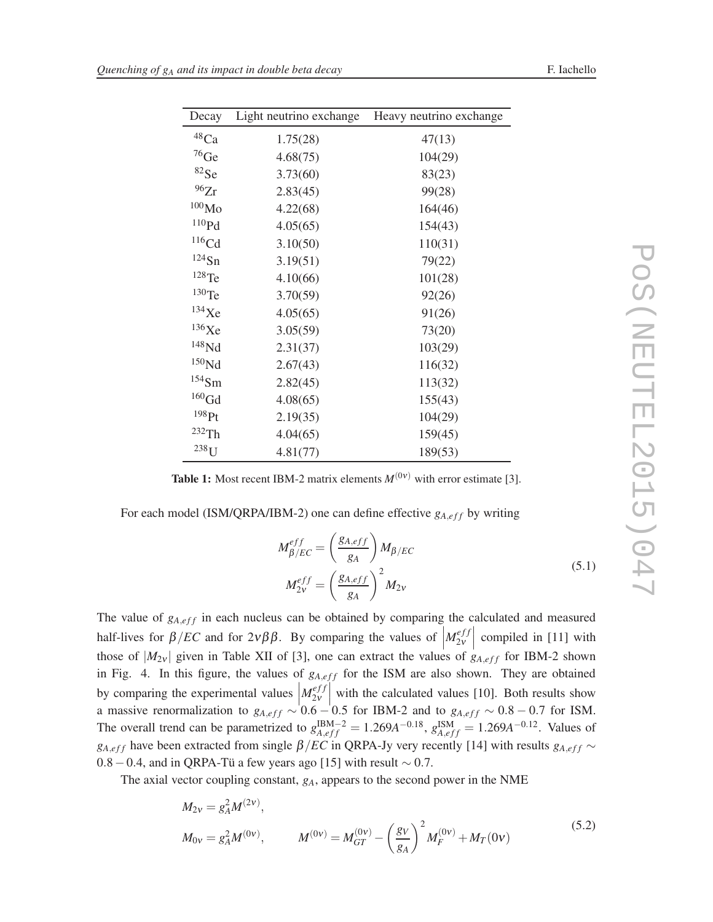| Decay | Light neutrino exchange | Heavy neutrino exchange |
|---|---|---|
| $^{48}$Ca | 1.75(28) | 47(13) |
| $^{76}$Ge | 4.68(75) | 104(29) |
| $^{82}$Se | 3.73(60) | 83(23) |
| $^{96}$Zr | 2.83(45) | 99(28) |
| $^{100}$Mo | 4.22(68) | 164(46) |
| $^{110}$Pd | 4.05(65) | 154(43) |
| $^{116}$Cd | 3.10(50) | 110(31) |
| $^{124}$Sn | 3.19(51) | 79(22) |
| $^{128}$Te | 4.10(66) | 101(28) |
| $^{130}$Te | 3.70(59) | 92(26) |
| $^{134}$Xe | 4.05(65) | 91(26) |
| $^{136}$Xe | 3.05(59) | 73(20) |
| $^{148}$Nd | 2.31(37) | 103(29) |
| $^{150}$Nd | 2.67(43) | 116(32) |
| $^{154}$Sm | 2.82(45) | 113(32) |
| $^{160}$Gd | 4.08(65) | 155(43) |
| $^{198}$Pt | 2.19(35) | 104(29) |
| $^{232}$Th | 4.04(65) | 159(45) |
| $^{238}$U | 4.81(77) | 189(53) |

**Table 1:** Most recent IBM-2 matrix elements $M^{(0\nu)}$ with error estimate [3].

For each model (ISM/QRPA/IBM-2) one can define effective $g_{A,eff}$ by writing

$$
\begin{aligned}
M_{\beta/EC}^{eff} &= \left(\frac{g_{A,eff}}{g_A}\right) M_{\beta/EC} \\
M_{2\nu}^{eff} &= \left(\frac{g_{A,eff}}{g_A}\right)^2 M_{2\nu}
\end{aligned}
\tag{5.1}
$$

The value of $g_{A,eff}$ in each nucleus can be obtained by comparing the calculated and measured half-lives for $\beta/EC$ and for $2\nu\beta\beta$. By comparing the values of $\left|M_{2\nu}^{eff}\right|$ compiled in [11] with those of $|M_{2\nu}|$ given in Table XII of [3], one can extract the values of $g_{A,eff}$ for IBM-2 shown in Fig. 4. In this figure, the values of $g_{A,eff}$ for the ISM are also shown. They are obtained by comparing the experimental values $\left|M_{2\nu}^{eff}\right|$ with the calculated values [10]. Both results show a massive renormalization to $g_{A,eff} \sim 0.6-0.5$ for IBM-2 and to $g_{A,eff} \sim 0.8-0.7$ for ISM. The overall trend can be parametrized to $g_{A,eff}^{\text{IBM}-2} = 1.269A^{-0.18}$, $g_{A,eff}^{\text{ISM}} = 1.269A^{-0.12}$. Values of $g_{A,eff}$ have been extracted from single $\beta/EC$ in QRPA-Jy very recently [14] with results $g_{A,eff} \sim 0.8-0.4$, and in QRPA-Tü a few years ago [15] with result $\sim 0.7$.

The axial vector coupling constant, $g_A$, appears to the second power in the NME

$$
\begin{aligned}
M_{2\nu} &= g_A^2 M^{(2\nu)}, \\
M_{0\nu} &= g_A^2 M^{(0\nu)}, \qquad M^{(0\nu)} = M_{GT}^{(0\nu)} - \left(\frac{g_V}{g_A}\right)^2 M_F^{(0\nu)} + M_T(0\nu)
\end{aligned}
\tag{5.2}
$$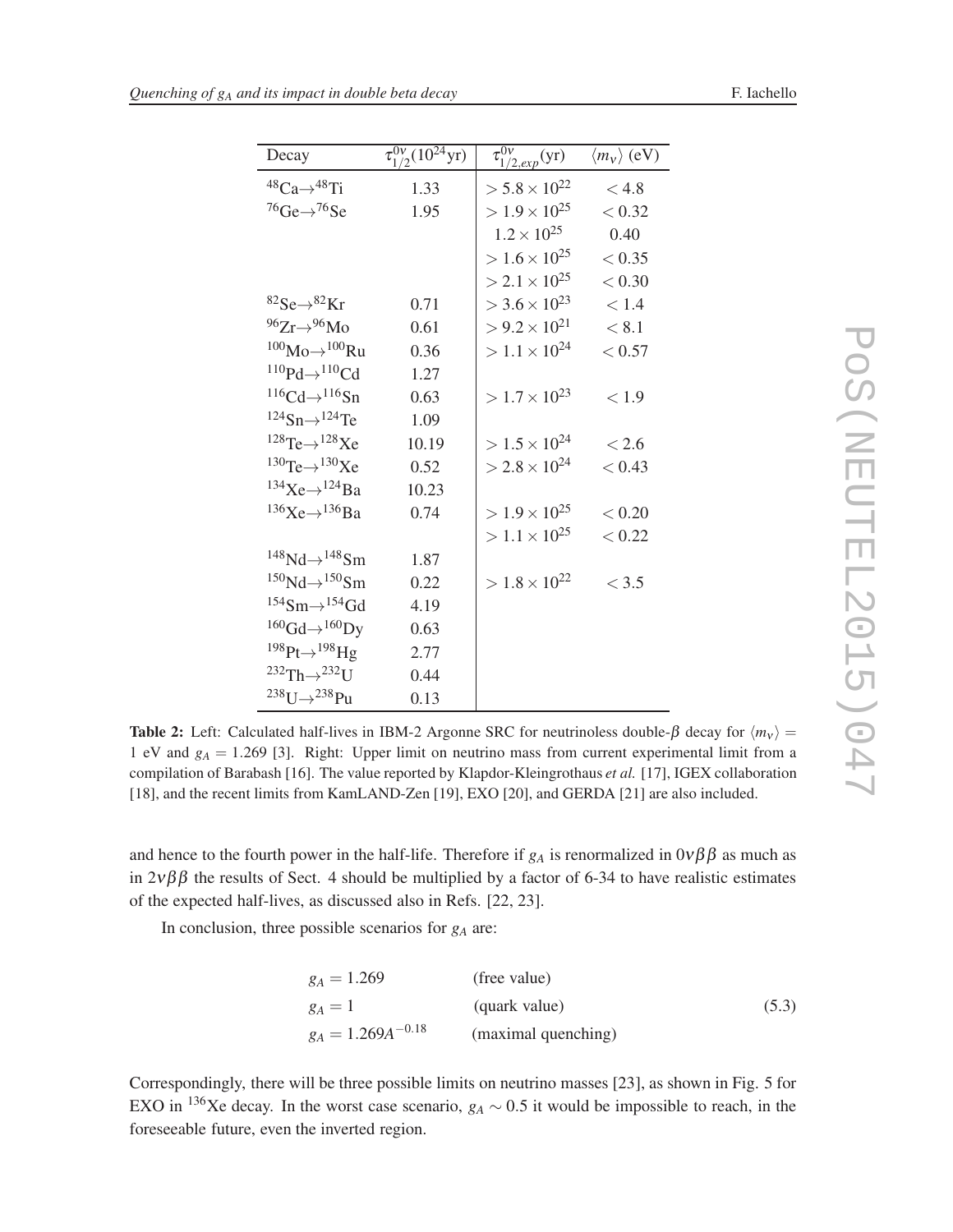| Decay | $\tau_{1/2}^{0\nu}(10^{24}\text{yr})$ | $\tau_{1/2,exp}^{0\nu}(\text{yr})$ | $\langle m_\nu \rangle$ (eV) |
|---|---|---|---|
| $^{48}Ca \rightarrow ^{48}Ti$ | 1.33 | $> 5.8 \times 10^{22}$ | $< 4.8$ |
| $^{76}Ge \rightarrow ^{76}Se$ | 1.95 | $> 1.9 \times 10^{25}$ | $< 0.32$ |
| | | $1.2 \times 10^{25}$ | 0.40 |
| | | $> 1.6 \times 10^{25}$ | $< 0.35$ |
| | | $> 2.1 \times 10^{25}$ | $< 0.30$ |
| $^{82}Se \rightarrow ^{82}Kr$ | 0.71 | $> 3.6 \times 10^{23}$ | $< 1.4$ |
| $^{96}Zr \rightarrow ^{96}Mo$ | 0.61 | $> 9.2 \times 10^{21}$ | $< 8.1$ |
| $^{100}Mo \rightarrow ^{100}Ru$ | 0.36 | $> 1.1 \times 10^{24}$ | $< 0.57$ |
| $^{110}Pd \rightarrow ^{110}Cd$ | 1.27 | | |
| $^{116}Cd \rightarrow ^{116}Sn$ | 0.63 | $> 1.7 \times 10^{23}$ | $< 1.9$ |
| $^{124}Sn \rightarrow ^{124}Te$ | 1.09 | | |
| $^{128}Te \rightarrow ^{128}Xe$ | 10.19 | $> 1.5 \times 10^{24}$ | $< 2.6$ |
| $^{130}Te \rightarrow ^{130}Xe$ | 0.52 | $> 2.8 \times 10^{24}$ | $< 0.43$ |
| $^{134}Xe \rightarrow ^{124}Ba$ | 10.23 | | |
| $^{136}Xe \rightarrow ^{136}Ba$ | 0.74 | $> 1.9 \times 10^{25}$ | $< 0.20$ |
| | | $> 1.1 \times 10^{25}$ | $< 0.22$ |
| $^{148}Nd \rightarrow ^{148}Sm$ | 1.87 | | |
| $^{150}Nd \rightarrow ^{150}Sm$ | 0.22 | $> 1.8 \times 10^{22}$ | $< 3.5$ |
| $^{154}Sm \rightarrow ^{154}Gd$ | 4.19 | | |
| $^{160}Gd \rightarrow ^{160}Dy$ | 0.63 | | |
| $^{198}Pt \rightarrow ^{198}Hg$ | 2.77 | | |
| $^{232}Th \rightarrow ^{232}U$ | 0.44 | | |
| $^{238}U \rightarrow ^{238}Pu$ | 0.13 | | |

**Table 2:** Left: Calculated half-lives in IBM-2 Argonne SRC for neutrinoless double-$\beta$ decay for $\langle m_\nu \rangle = 1$ eV and $g_A = 1.269$ [3]. Right: Upper limit on neutrino mass from current experimental limit from a compilation of Barabash [16]. The value reported by Klapdor-Kleingrothaus *et al.* [17], IGEX collaboration [18], and the recent limits from KamLAND-Zen [19], EXO [20], and GERDA [21] are also included.

and hence to the fourth power in the half-life. Therefore if $g_A$ is renormalized in $0\nu\beta\beta$ as much as in $2\nu\beta\beta$ the results of Sect. 4 should be multiplied by a factor of 6-34 to have realistic estimates of the expected half-lives, as discussed also in Refs. [22, 23].

In conclusion, three possible scenarios for $g_A$ are:

$$
\begin{aligned}
g_A &= 1.269 && \text{(free value)} \\
g_A &= 1 && \text{(quark value)} \\
g_A &= 1.269A^{-0.18} && \text{(maximal quenching)}
\end{aligned}
\tag{5.3}
$$

Correspondingly, there will be three possible limits on neutrino masses [23], as shown in Fig. 5 for EXO in $^{136}Xe$ decay. In the worst case scenario, $g_A \sim 0.5$ it would be impossible to reach, in the foreseeable future, even the inverted region.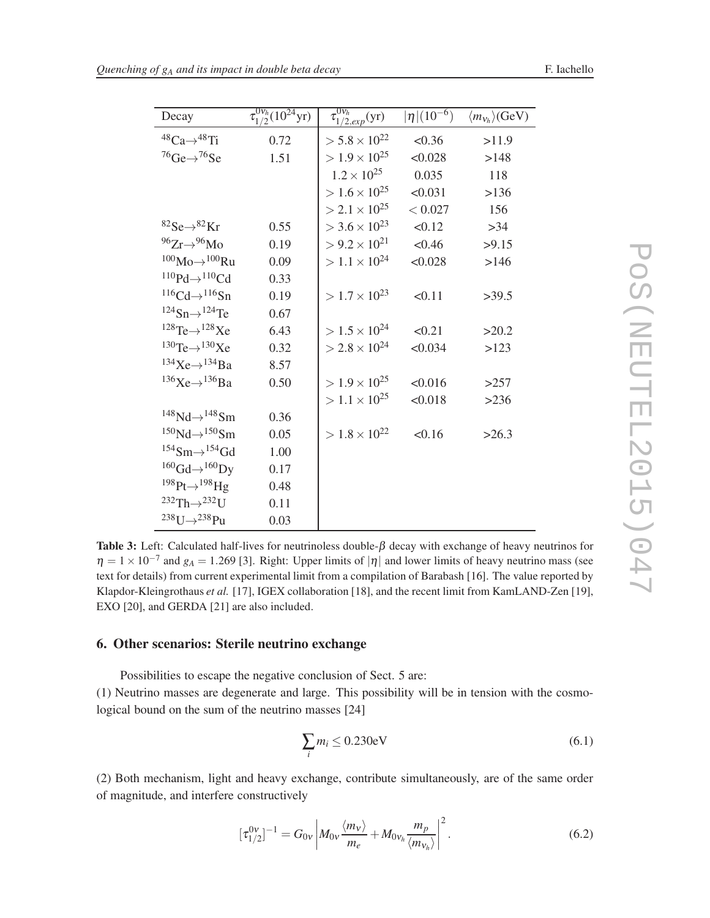| Decay | $\tau_{1/2}^{0\nu_h}(10^{24}\text{yr})$ | $\tau_{1/2,exp}^{0\nu_h}(\text{yr})$ | $\|\eta\|(10^{-6})$ | $\langle m_{\nu_h}\rangle(\text{GeV})$ |
|---|---|---|---|---|
| $^{48}\text{Ca}\to^{48}\text{Ti}$ | 0.72 | $>5.8\times10^{22}$ | <0.36 | >11.9 |
| $^{76}\text{Ge}\to^{76}\text{Se}$ | 1.51 | $>1.9\times10^{25}$ | <0.028 | >148 |
| | | $1.2\times10^{25}$ | 0.035 | 118 |
| | | $>1.6\times10^{25}$ | <0.031 | >136 |
| | | $>2.1\times10^{25}$ | $<0.027$ | 156 |
| $^{82}\text{Se}\to^{82}\text{Kr}$ | 0.55 | $>3.6\times10^{23}$ | <0.12 | >34 |
| $^{96}\text{Zr}\to^{96}\text{Mo}$ | 0.19 | $>9.2\times10^{21}$ | <0.46 | >9.15 |
| $^{100}\text{Mo}\to^{100}\text{Ru}$ | 0.09 | $>1.1\times10^{24}$ | <0.028 | >146 |
| $^{110}\text{Pd}\to^{110}\text{Cd}$ | 0.33 | | | |
| $^{116}\text{Cd}\to^{116}\text{Sn}$ | 0.19 | $>1.7\times10^{23}$ | <0.11 | >39.5 |
| $^{124}\text{Sn}\to^{124}\text{Te}$ | 0.67 | | | |
| $^{128}\text{Te}\to^{128}\text{Xe}$ | 6.43 | $>1.5\times10^{24}$ | <0.21 | >20.2 |
| $^{130}\text{Te}\to^{130}\text{Xe}$ | 0.32 | $>2.8\times10^{24}$ | <0.034 | >123 |
| $^{134}\text{Xe}\to^{134}\text{Ba}$ | 8.57 | | | |
| $^{136}\text{Xe}\to^{136}\text{Ba}$ | 0.50 | $>1.9\times10^{25}$ | <0.016 | >257 |
| | | $>1.1\times10^{25}$ | <0.018 | >236 |
| $^{148}\text{Nd}\to^{148}\text{Sm}$ | 0.36 | | | |
| $^{150}\text{Nd}\to^{150}\text{Sm}$ | 0.05 | $>1.8\times10^{22}$ | <0.16 | >26.3 |
| $^{154}\text{Sm}\to^{154}\text{Gd}$ | 1.00 | | | |
| $^{160}\text{Gd}\to^{160}\text{Dy}$ | 0.17 | | | |
| $^{198}\text{Pt}\to^{198}\text{Hg}$ | 0.48 | | | |
| $^{232}\text{Th}\to^{232}\text{U}$ | 0.11 | | | |
| $^{238}\text{U}\to^{238}\text{Pu}$ | 0.03 | | | |

**Table 3:** Left: Calculated half-lives for neutrinoless double-$\beta$ decay with exchange of heavy neutrinos for $\eta = 1\times10^{-7}$ and $g_A = 1.269$ [3]. Right: Upper limits of $|\eta|$ and lower limits of heavy neutrino mass (see text for details) from current experimental limit from a compilation of Barabash [16]. The value reported by Klapdor-Kleingrothaus *et al.* [17], IGEX collaboration [18], and the recent limit from KamLAND-Zen [19], EXO [20], and GERDA [21] are also included.

## 6. Other scenarios: Sterile neutrino exchange

Possibilities to escape the negative conclusion of Sect. 5 are:

(1) Neutrino masses are degenerate and large. This possibility will be in tension with the cosmological bound on the sum of the neutrino masses [24]

$$\sum_i m_i \leq 0.230\text{eV} \tag{6.1}$$

(2) Both mechanism, light and heavy exchange, contribute simultaneously, are of the same order of magnitude, and interfere constructively

$$[\tau_{1/2}^{0\nu}]^{-1} = G_{0\nu}\left| M_{0\nu}\frac{\langle m_\nu\rangle}{m_e} + M_{0\nu_h}\frac{m_p}{\langle m_{\nu_h}\rangle}\right|^2. \tag{6.2}$$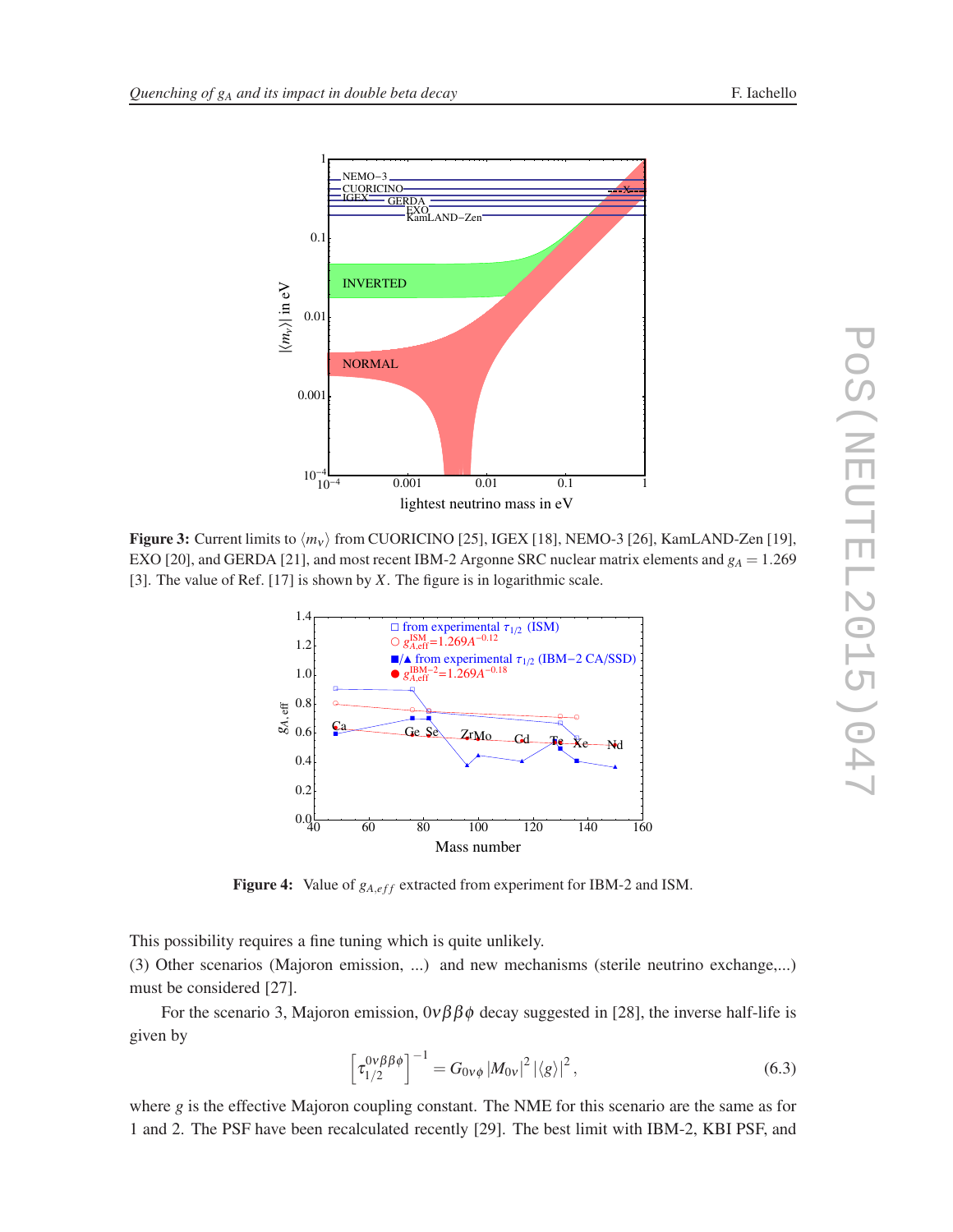**Figure 3:** Current limits to $\langle m_\nu \rangle$ from CUORICINO [25], IGEX [18], NEMO-3 [26], KamLAND-Zen [19], EXO [20], and GERDA [21], and most recent IBM-2 Argonne SRC nuclear matrix elements and $g_A = 1.269$ [3]. The value of Ref. [17] is shown by $X$. The figure is in logarithmic scale.

**Figure 4:** Value of $g_{A,eff}$ extracted from experiment for IBM-2 and ISM.

This possibility requires a fine tuning which is quite unlikely.
(3) Other scenarios (Majoron emission, ...) and new mechanisms (sterile neutrino exchange,...) must be considered [27].

For the scenario 3, Majoron emission, $0\nu\beta\beta\phi$ decay suggested in [28], the inverse half-life is given by

$$\left[\tau_{1/2}^{0\nu\beta\beta\phi}\right]^{-1} = G_{0\nu\phi} \left|M_{0\nu}\right|^2 \left|\langle g \rangle\right|^2, \tag{6.3}$$

where $g$ is the effective Majoron coupling constant. The NME for this scenario are the same as for 1 and 2. The PSF have been recalculated recently [29]. The best limit with IBM-2, KBI PSF, and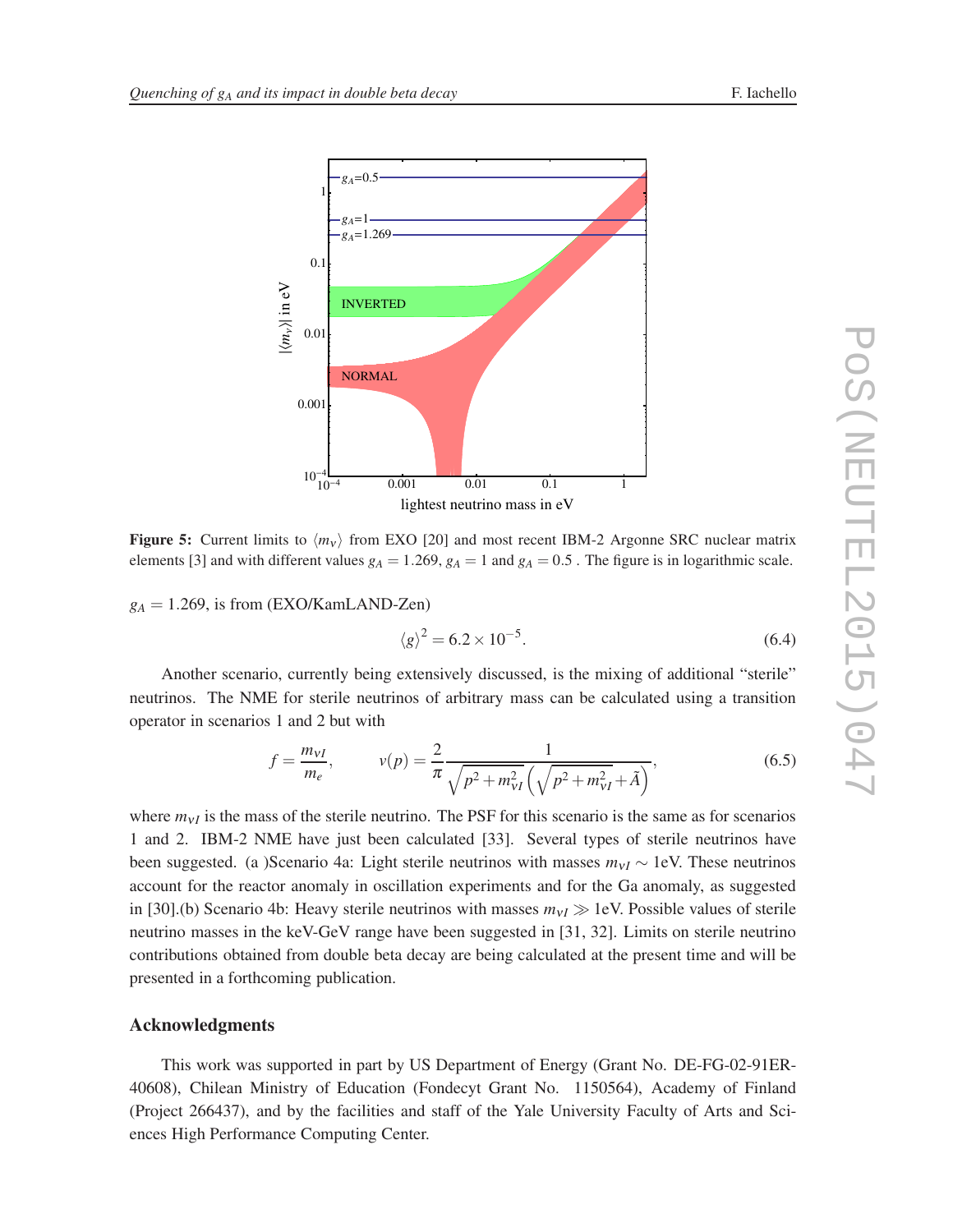Figure 5: Current limits to $\langle m_\nu \rangle$ from EXO [20] and most recent IBM-2 Argonne SRC nuclear matrix elements [3] and with different values $g_A = 1.269$, $g_A = 1$ and $g_A = 0.5$ . The figure is in logarithmic scale.

$g_A = 1.269$, is from (EXO/KamLAND-Zen)

$$\langle g \rangle^2 = 6.2 \times 10^{-5}. \tag{6.4}$$

Another scenario, currently being extensively discussed, is the mixing of additional "sterile" neutrinos. The NME for sterile neutrinos of arbitrary mass can be calculated using a transition operator in scenarios 1 and 2 but with

$$f = \frac{m_{\nu I}}{m_e}, \qquad v(p) = \frac{2}{\pi} \frac{1}{\sqrt{p^2 + m_{\nu I}^2}\left(\sqrt{p^2 + m_{\nu I}^2} + \tilde{A}\right)}, \tag{6.5}$$

where $m_{\nu I}$ is the mass of the sterile neutrino. The PSF for this scenario is the same as for scenarios 1 and 2. IBM-2 NME have just been calculated [33]. Several types of sterile neutrinos have been suggested. (a )Scenario 4a: Light sterile neutrinos with masses $m_{\nu I} \sim 1$eV. These neutrinos account for the reactor anomaly in oscillation experiments and for the Ga anomaly, as suggested in [30].(b) Scenario 4b: Heavy sterile neutrinos with masses $m_{\nu I} \gg 1$eV. Possible values of sterile neutrino masses in the keV-GeV range have been suggested in [31, 32]. Limits on sterile neutrino contributions obtained from double beta decay are being calculated at the present time and will be presented in a forthcoming publication.

## Acknowledgments

This work was supported in part by US Department of Energy (Grant No. DE-FG-02-91ER-40608), Chilean Ministry of Education (Fondecyt Grant No. 1150564), Academy of Finland (Project 266437), and by the facilities and staff of the Yale University Faculty of Arts and Sciences High Performance Computing Center.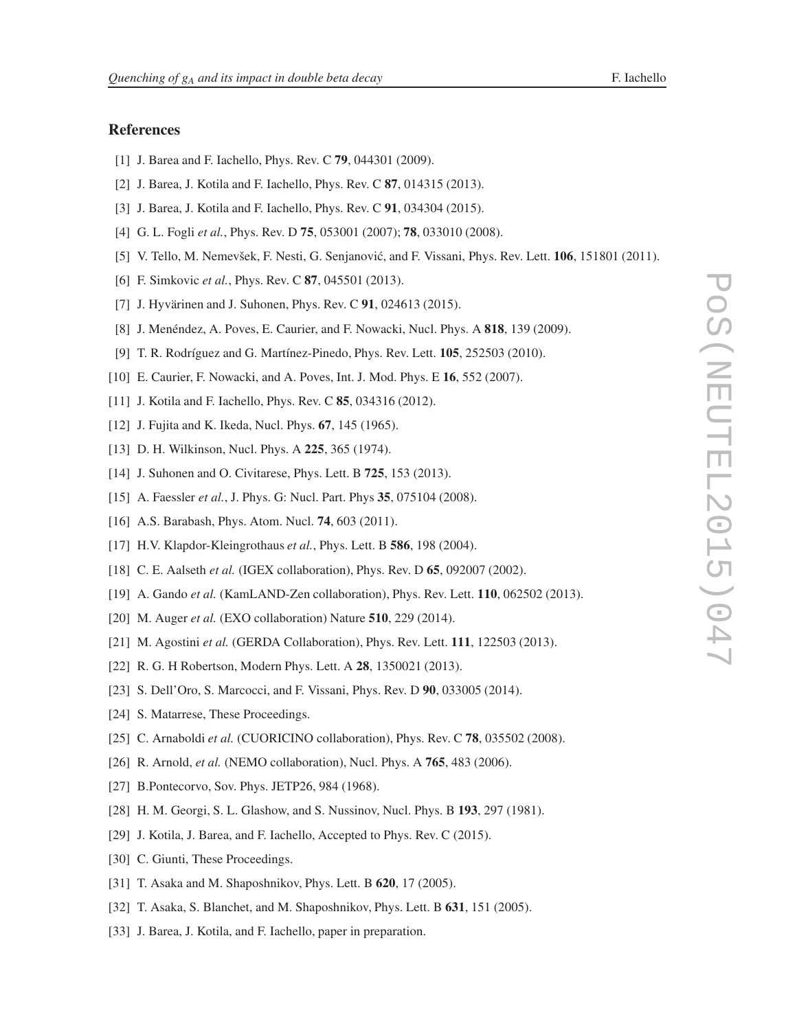## References

[1] J. Barea and F. Iachello, Phys. Rev. C **79**, 044301 (2009).

[2] J. Barea, J. Kotila and F. Iachello, Phys. Rev. C **87**, 014315 (2013).

[3] J. Barea, J. Kotila and F. Iachello, Phys. Rev. C **91**, 034304 (2015).

[4] G. L. Fogli *et al.*, Phys. Rev. D **75**, 053001 (2007); **78**, 033010 (2008).

[5] V. Tello, M. Nemevšek, F. Nesti, G. Senjanović, and F. Vissani, Phys. Rev. Lett. **106**, 151801 (2011).

[6] F. Simkovic *et al.*, Phys. Rev. C **87**, 045501 (2013).

[7] J. Hyvärinen and J. Suhonen, Phys. Rev. C **91**, 024613 (2015).

[8] J. Menéndez, A. Poves, E. Caurier, and F. Nowacki, Nucl. Phys. A **818**, 139 (2009).

[9] T. R. Rodríguez and G. Martínez-Pinedo, Phys. Rev. Lett. **105**, 252503 (2010).

[10] E. Caurier, F. Nowacki, and A. Poves, Int. J. Mod. Phys. E **16**, 552 (2007).

[11] J. Kotila and F. Iachello, Phys. Rev. C **85**, 034316 (2012).

[12] J. Fujita and K. Ikeda, Nucl. Phys. **67**, 145 (1965).

[13] D. H. Wilkinson, Nucl. Phys. A **225**, 365 (1974).

[14] J. Suhonen and O. Civitarese, Phys. Lett. B **725**, 153 (2013).

[15] A. Faessler *et al.*, J. Phys. G: Nucl. Part. Phys **35**, 075104 (2008).

[16] A.S. Barabash, Phys. Atom. Nucl. **74**, 603 (2011).

[17] H.V. Klapdor-Kleingrothaus *et al.*, Phys. Lett. B **586**, 198 (2004).

[18] C. E. Aalseth *et al.* (IGEX collaboration), Phys. Rev. D **65**, 092007 (2002).

[19] A. Gando *et al.* (KamLAND-Zen collaboration), Phys. Rev. Lett. **110**, 062502 (2013).

[20] M. Auger *et al.* (EXO collaboration) Nature **510**, 229 (2014).

[21] M. Agostini *et al.* (GERDA Collaboration), Phys. Rev. Lett. **111**, 122503 (2013).

[22] R. G. H Robertson, Modern Phys. Lett. A **28**, 1350021 (2013).

[23] S. Dell'Oro, S. Marcocci, and F. Vissani, Phys. Rev. D **90**, 033005 (2014).

[24] S. Matarrese, These Proceedings.

[25] C. Arnaboldi *et al.* (CUORICINO collaboration), Phys. Rev. C **78**, 035502 (2008).

[26] R. Arnold, *et al.* (NEMO collaboration), Nucl. Phys. A **765**, 483 (2006).

[27] B.Pontecorvo, Sov. Phys. JETP26, 984 (1968).

[28] H. M. Georgi, S. L. Glashow, and S. Nussinov, Nucl. Phys. B **193**, 297 (1981).

[29] J. Kotila, J. Barea, and F. Iachello, Accepted to Phys. Rev. C (2015).

[30] C. Giunti, These Proceedings.

[31] T. Asaka and M. Shaposhnikov, Phys. Lett. B **620**, 17 (2005).

[32] T. Asaka, S. Blanchet, and M. Shaposhnikov, Phys. Lett. B **631**, 151 (2005).

[33] J. Barea, J. Kotila, and F. Iachello, paper in preparation.